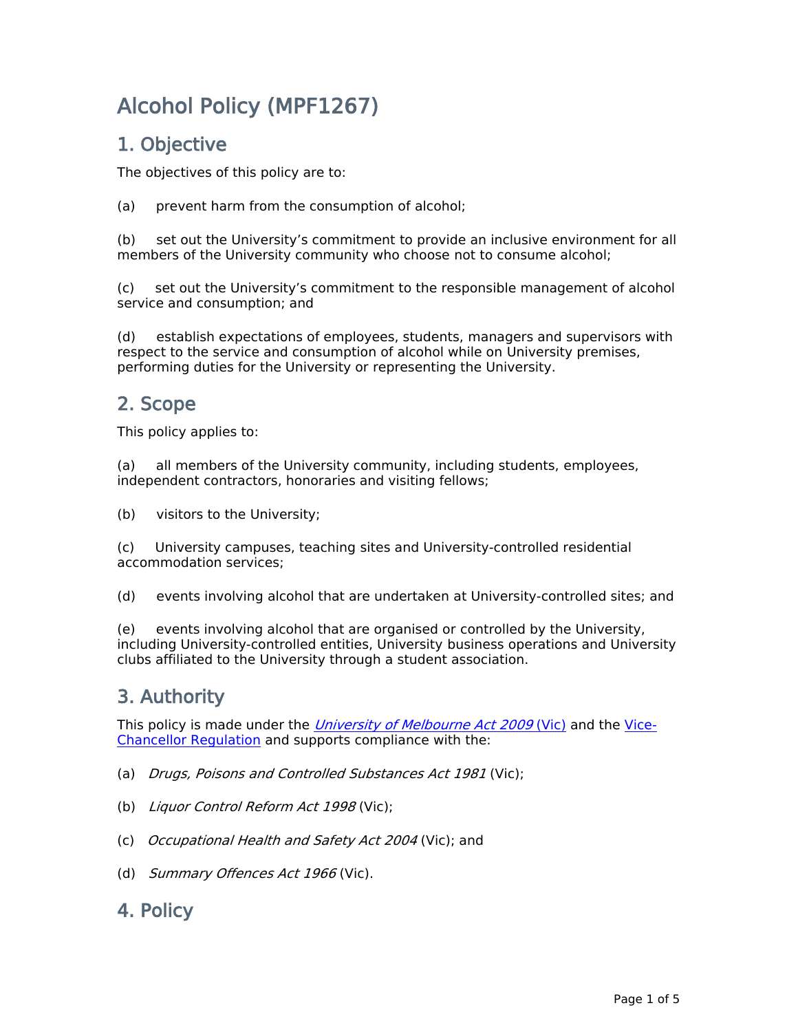# Alcohol Policy (MPF1267)

## 1. Objective

The objectives of this policy are to:

(a) prevent harm from the consumption of alcohol;

(b) set out the University's commitment to provide an inclusive environment for all members of the University community who choose not to consume alcohol;

(c) set out the University's commitment to the responsible management of alcohol service and consumption; and

(d) establish expectations of employees, students, managers and supervisors with respect to the service and consumption of alcohol while on University premises, performing duties for the University or representing the University.

## 2. Scope

This policy applies to:

(a) all members of the University community, including students, employees, independent contractors, honoraries and visiting fellows;

(b) visitors to the University;

(c) University campuses, teaching sites and University-controlled residential accommodation services;

(d) events involving alcohol that are undertaken at University-controlled sites; and

(e) events involving alcohol that are organised or controlled by the University, including University-controlled entities, University business operations and University clubs affiliated to the University through a student association.

## 3. Authority

This policy is made under the *University of Melbourne Act 2009* (Vic) and the Vice-Chancellor Regulation and supports compliance with the:

(a) *Drugs, Poisons and Controlled Substances Act 1981* (Vic);

(b) *Liquor Control Reform Act 1998* (Vic);

(c) *Occupational Health and Safety Act 2004* (Vic); and

(d) *Summary Offences Act 1966* (Vic).

## 4. Policy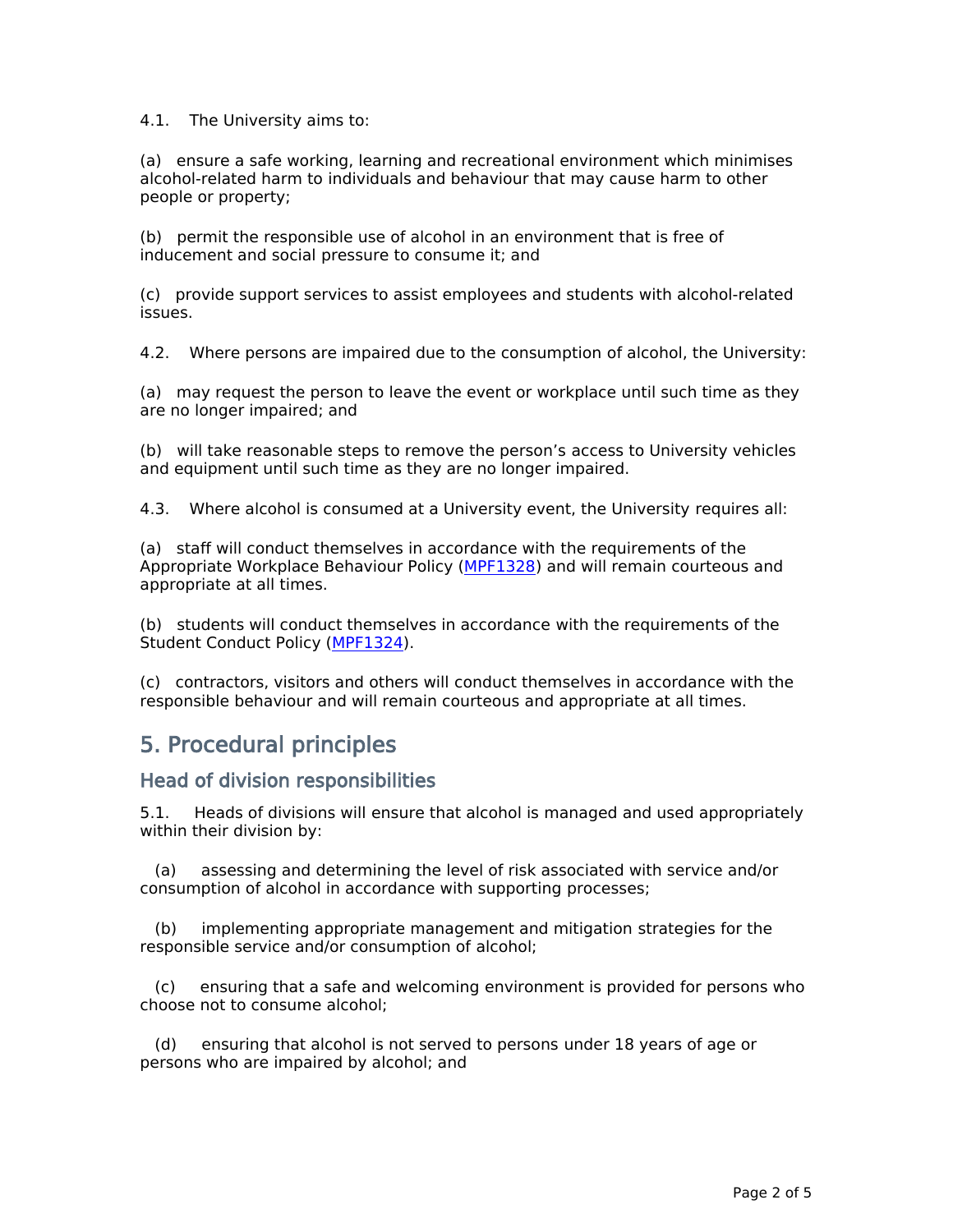4.1. The University aims to:

(a) ensure a safe working, learning and recreational environment which minimises alcohol-related harm to individuals and behaviour that may cause harm to other people or property;

(b) permit the responsible use of alcohol in an environment that is free of inducement and social pressure to consume it; and

(c) provide support services to assist employees and students with alcohol-related issues.

4.2. Where persons are impaired due to the consumption of alcohol, the University:

(a) may request the person to leave the event or workplace until such time as they are no longer impaired; and

(b) will take reasonable steps to remove the person's access to University vehicles and equipment until such time as they are no longer impaired.

4.3. Where alcohol is consumed at a University event, the University requires all:

(a) staff will conduct themselves in accordance with the requirements of the Appropriate Workplace Behaviour Policy (MPF1328) and will remain courteous and appropriate at all times.

(b) students will conduct themselves in accordance with the requirements of the Student Conduct Policy (MPF1324).

(c) contractors, visitors and others will conduct themselves in accordance with the responsible behaviour and will remain courteous and appropriate at all times.

## 5. Procedural principles

### Head of division responsibilities

5.1. Heads of divisions will ensure that alcohol is managed and used appropriately within their division by:

(a) assessing and determining the level of risk associated with service and/or consumption of alcohol in accordance with supporting processes;

(b) implementing appropriate management and mitigation strategies for the responsible service and/or consumption of alcohol;

(c) ensuring that a safe and welcoming environment is provided for persons who choose not to consume alcohol;

(d) ensuring that alcohol is not served to persons under 18 years of age or persons who are impaired by alcohol; and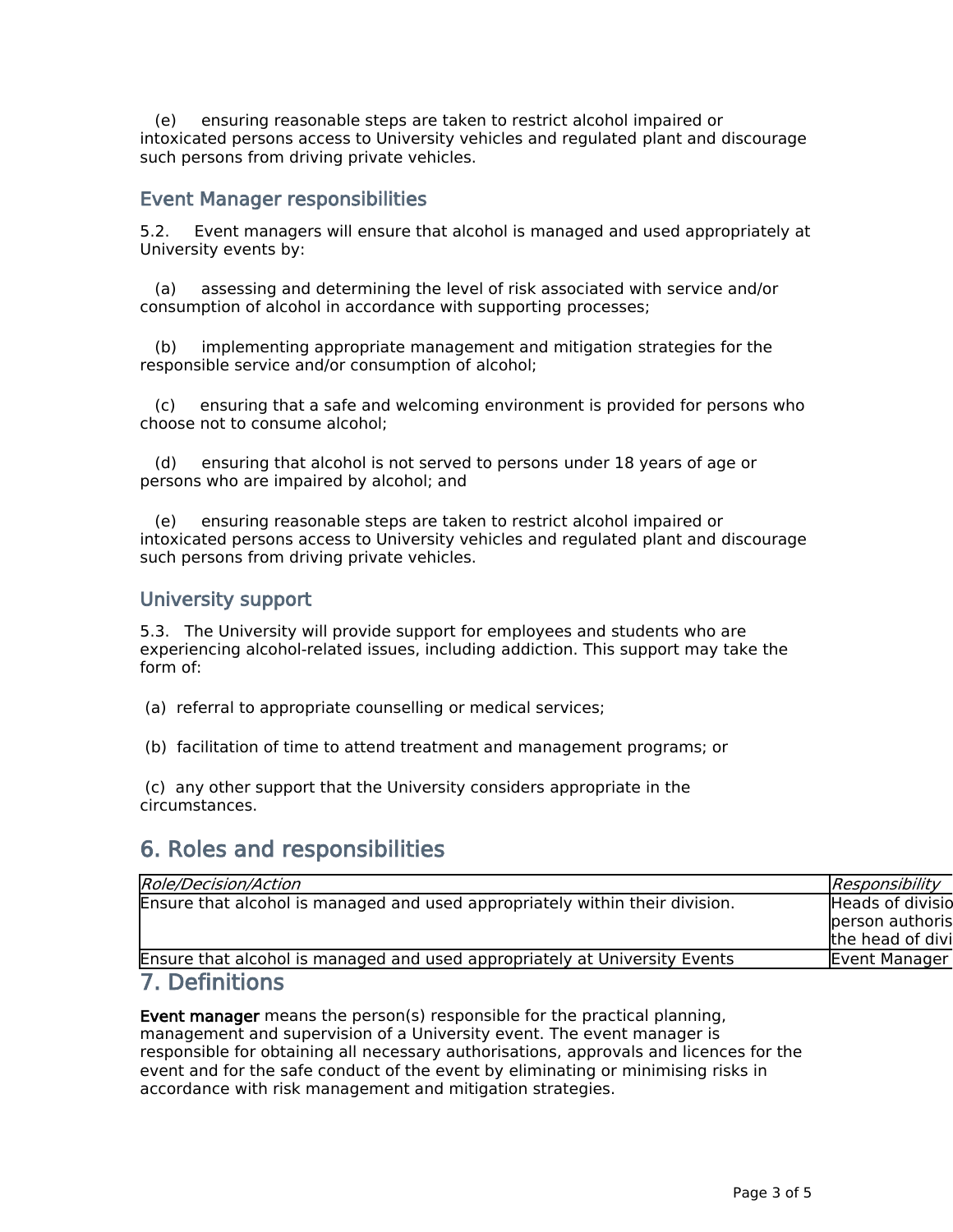(e) ensuring reasonable steps are taken to restrict alcohol impaired or intoxicated persons access to University vehicles and regulated plant and discourage such persons from driving private vehicles.

### Event Manager responsibilities

5.2. Event managers will ensure that alcohol is managed and used appropriately at University events by:

(a) assessing and determining the level of risk associated with service and/or consumption of alcohol in accordance with supporting processes;

(b) implementing appropriate management and mitigation strategies for the responsible service and/or consumption of alcohol;

(c) ensuring that a safe and welcoming environment is provided for persons who choose not to consume alcohol;

(d) ensuring that alcohol is not served to persons under 18 years of age or persons who are impaired by alcohol; and

(e) ensuring reasonable steps are taken to restrict alcohol impaired or intoxicated persons access to University vehicles and regulated plant and discourage such persons from driving private vehicles.

### University support

5.3. The University will provide support for employees and students who are experiencing alcohol-related issues, including addiction. This support may take the form of:

(a) referral to appropriate counselling or medical services;

(b) facilitation of time to attend treatment and management programs; or

(c) any other support that the University considers appropriate in the circumstances.

## 6. Roles and responsibilities

| *Role/Decision/Action* | *Responsibility* |
|---|---|
| Ensure that alcohol is managed and used appropriately within their division. | Heads of divisio person authoris the head of divi |
| Ensure that alcohol is managed and used appropriately at University Events | Event Manager |

## 7. Definitions

**Event manager** means the person(s) responsible for the practical planning, management and supervision of a University event. The event manager is responsible for obtaining all necessary authorisations, approvals and licences for the event and for the safe conduct of the event by eliminating or minimising risks in accordance with risk management and mitigation strategies.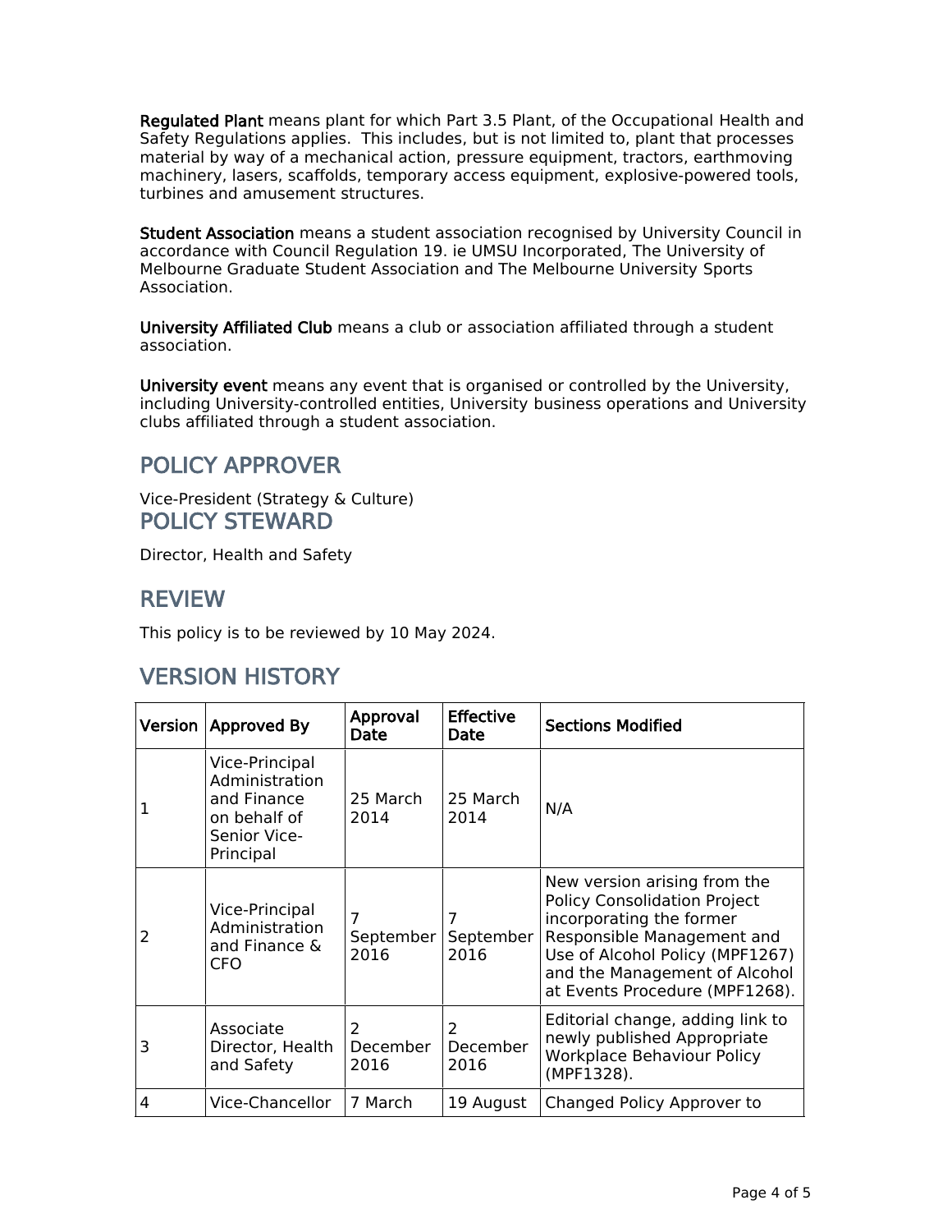**Regulated Plant** means plant for which Part 3.5 Plant, of the Occupational Health and Safety Regulations applies. This includes, but is not limited to, plant that processes material by way of a mechanical action, pressure equipment, tractors, earthmoving machinery, lasers, scaffolds, temporary access equipment, explosive-powered tools, turbines and amusement structures.

**Student Association** means a student association recognised by University Council in accordance with Council Regulation 19. ie UMSU Incorporated, The University of Melbourne Graduate Student Association and The Melbourne University Sports Association.

**University Affiliated Club** means a club or association affiliated through a student association.

**University event** means any event that is organised or controlled by the University, including University-controlled entities, University business operations and University clubs affiliated through a student association.

## POLICY APPROVER

Vice-President (Strategy & Culture)

## POLICY STEWARD

Director, Health and Safety

## REVIEW

This policy is to be reviewed by 10 May 2024.

## VERSION HISTORY

| Version | Approved By | Approval Date | Effective Date | Sections Modified |
|---|---|---|---|---|
| 1 | Vice-Principal Administration and Finance on behalf of Senior Vice-Principal | 25 March 2014 | 25 March 2014 | N/A |
| 2 | Vice-Principal Administration and Finance & CFO | 7 September 2016 | 7 September 2016 | New version arising from the Policy Consolidation Project incorporating the former Responsible Management and Use of Alcohol Policy (MPF1267) and the Management of Alcohol at Events Procedure (MPF1268). |
| 3 | Associate Director, Health and Safety | 2 December 2016 | 2 December 2016 | Editorial change, adding link to newly published Appropriate Workplace Behaviour Policy (MPF1328). |
| 4 | Vice-Chancellor | 7 March | 19 August | Changed Policy Approver to |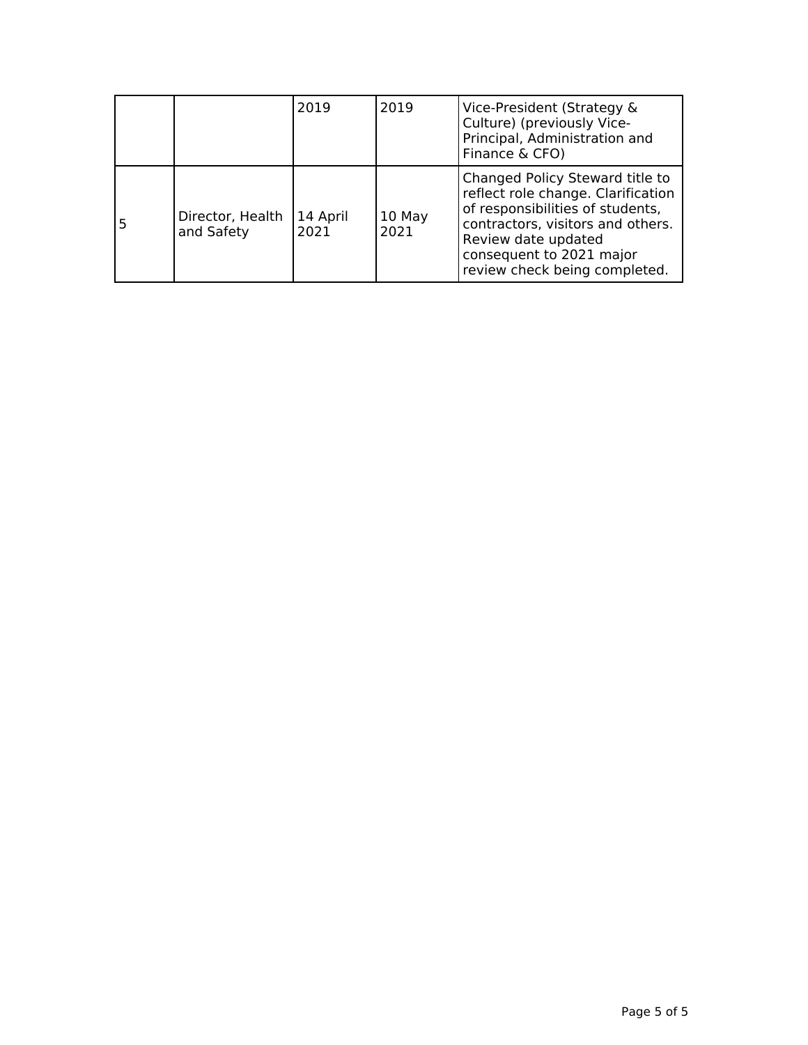| | | | | |
|---|---|---|---|---|
| | | 2019 | 2019 | Vice-President (Strategy & Culture) (previously Vice-Principal, Administration and Finance & CFO) |
| 5 | Director, Health and Safety | 14 April 2021 | 10 May 2021 | Changed Policy Steward title to reflect role change. Clarification of responsibilities of students, contractors, visitors and others. Review date updated consequent to 2021 major review check being completed. |